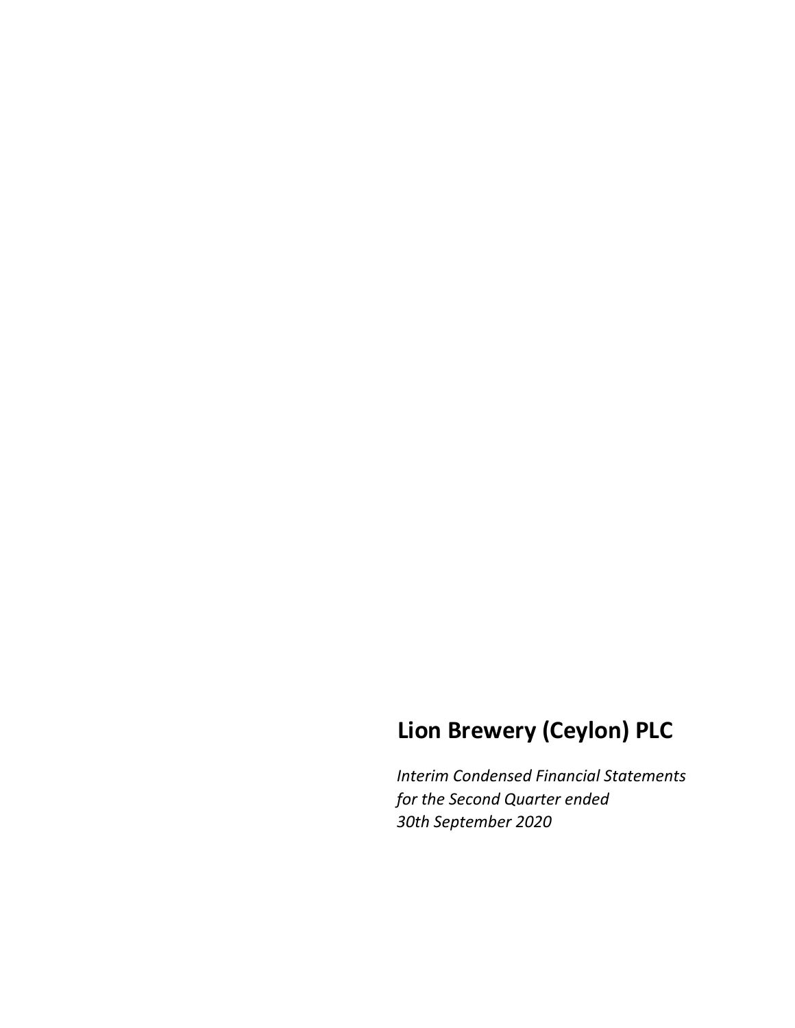# Lion Brewery (Ceylon) PLC

*Interim Condensed Financial Statements*
*for the Second Quarter ended*
*30th September 2020*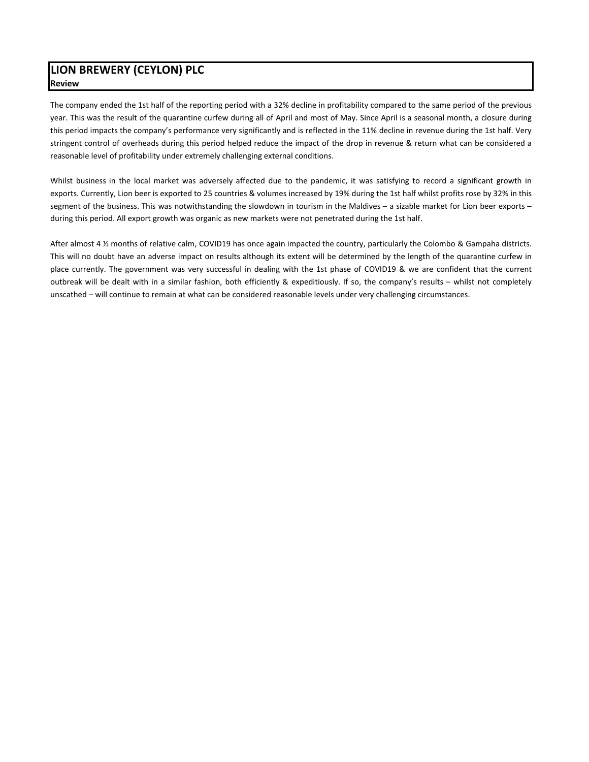# LION BREWERY (CEYLON) PLC

**Review**

The company ended the 1st half of the reporting period with a 32% decline in profitability compared to the same period of the previous year. This was the result of the quarantine curfew during all of April and most of May. Since April is a seasonal month, a closure during this period impacts the company's performance very significantly and is reflected in the 11% decline in revenue during the 1st half. Very stringent control of overheads during this period helped reduce the impact of the drop in revenue & return what can be considered a reasonable level of profitability under extremely challenging external conditions.

Whilst business in the local market was adversely affected due to the pandemic, it was satisfying to record a significant growth in exports. Currently, Lion beer is exported to 25 countries & volumes increased by 19% during the 1st half whilst profits rose by 32% in this segment of the business. This was notwithstanding the slowdown in tourism in the Maldives – a sizable market for Lion beer exports – during this period. All export growth was organic as new markets were not penetrated during the 1st half.

After almost 4 ½ months of relative calm, COVID19 has once again impacted the country, particularly the Colombo & Gampaha districts. This will no doubt have an adverse impact on results although its extent will be determined by the length of the quarantine curfew in place currently. The government was very successful in dealing with the 1st phase of COVID19 & we are confident that the current outbreak will be dealt with in a similar fashion, both efficiently & expeditiously. If so, the company's results – whilst not completely unscathed – will continue to remain at what can be considered reasonable levels under very challenging circumstances.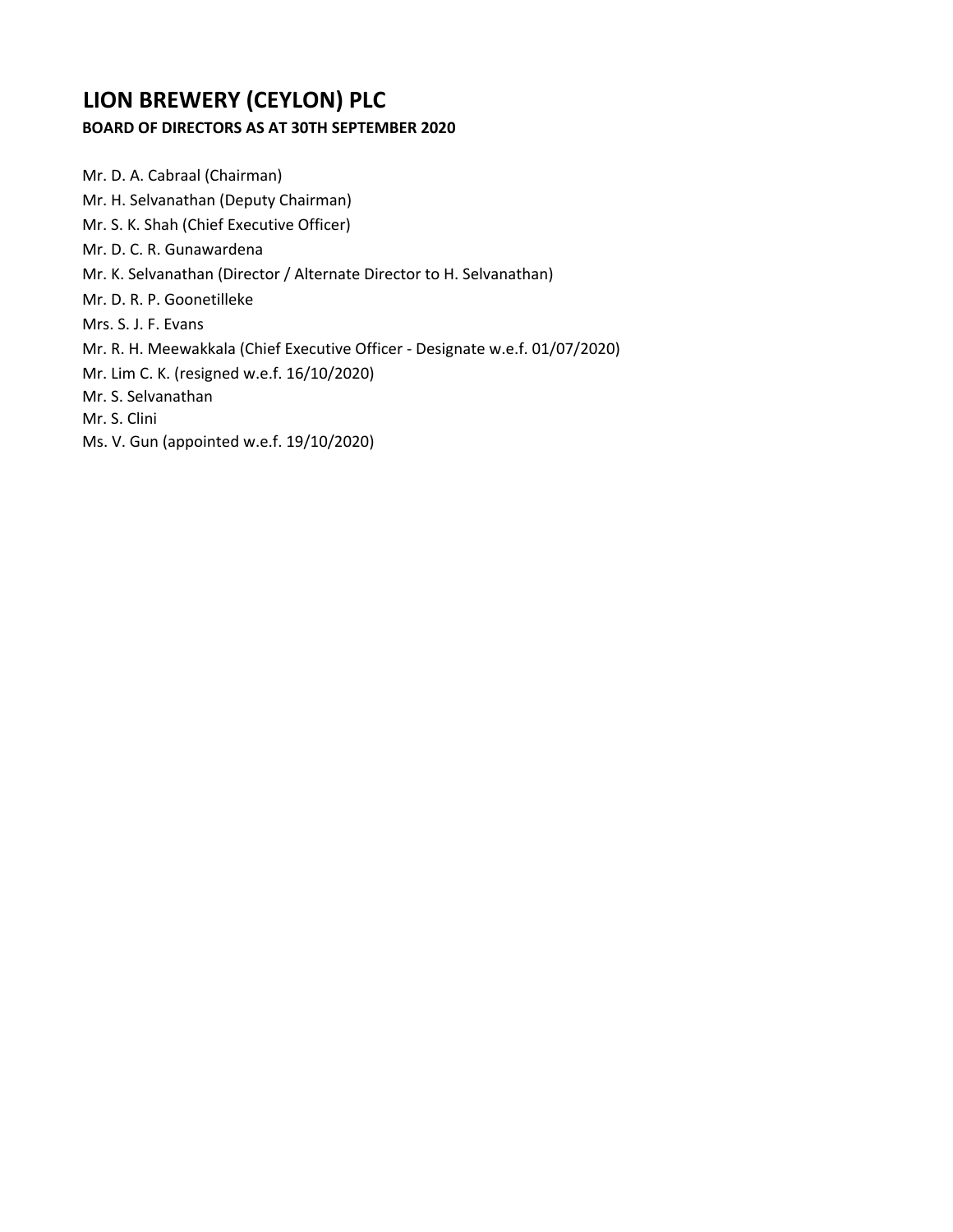# LION BREWERY (CEYLON) PLC

**BOARD OF DIRECTORS AS AT 30TH SEPTEMBER 2020**

Mr. D. A. Cabraal (Chairman)  
Mr. H. Selvanathan (Deputy Chairman)  
Mr. S. K. Shah (Chief Executive Officer)  
Mr. D. C. R. Gunawardena  
Mr. K. Selvanathan (Director / Alternate Director to H. Selvanathan)  
Mr. D. R. P. Goonetilleke  
Mrs. S. J. F. Evans  
Mr. R. H. Meewakkala (Chief Executive Officer - Designate w.e.f. 01/07/2020)  
Mr. Lim C. K. (resigned w.e.f. 16/10/2020)  
Mr. S. Selvanathan  
Mr. S. Clini  
Ms. V. Gun (appointed w.e.f. 19/10/2020)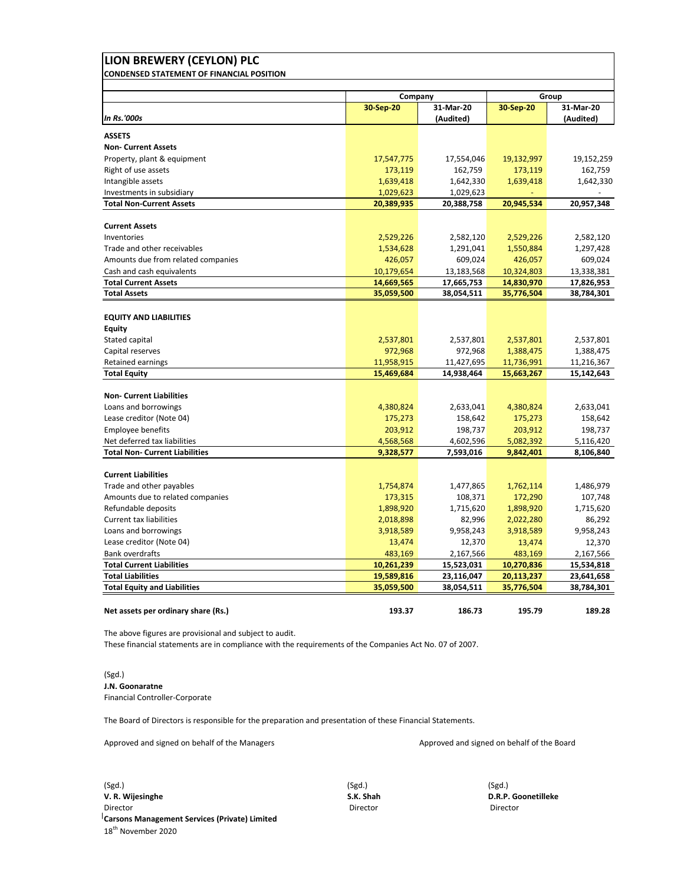# LION BREWERY (CEYLON) PLC

**CONDENSED STATEMENT OF FINANCIAL POSITION**

| *In Rs.'000s* | Company | | Group | |
|---|---|---|---|---|
| | **30-Sep-20** | **31-Mar-20 (Audited)** | **30-Sep-20** | **31-Mar-20 (Audited)** |
| **ASSETS** | | | | |
| **Non- Current Assets** | | | | |
| Property, plant & equipment | 17,547,775 | 17,554,046 | 19,132,997 | 19,152,259 |
| Right of use assets | 173,119 | 162,759 | 173,119 | 162,759 |
| Intangible assets | 1,639,418 | 1,642,330 | 1,639,418 | 1,642,330 |
| Investments in subsidiary | 1,029,623 | 1,029,623 | - | - |
| **Total Non-Current Assets** | **20,389,935** | **20,388,758** | **20,945,534** | **20,957,348** |
| **Current Assets** | | | | |
| Inventories | 2,529,226 | 2,582,120 | 2,529,226 | 2,582,120 |
| Trade and other receivables | 1,534,628 | 1,291,041 | 1,550,884 | 1,297,428 |
| Amounts due from related companies | 426,057 | 609,024 | 426,057 | 609,024 |
| Cash and cash equivalents | 10,179,654 | 13,183,568 | 10,324,803 | 13,338,381 |
| **Total Current Assets** | **14,669,565** | **17,665,753** | **14,830,970** | **17,826,953** |
| **Total Assets** | **35,059,500** | **38,054,511** | **35,776,504** | **38,784,301** |
| **EQUITY AND LIABILITIES** | | | | |
| **Equity** | | | | |
| Stated capital | 2,537,801 | 2,537,801 | 2,537,801 | 2,537,801 |
| Capital reserves | 972,968 | 972,968 | 1,388,475 | 1,388,475 |
| Retained earnings | 11,958,915 | 11,427,695 | 11,736,991 | 11,216,367 |
| **Total Equity** | **15,469,684** | **14,938,464** | **15,663,267** | **15,142,643** |
| **Non- Current Liabilities** | | | | |
| Loans and borrowings | 4,380,824 | 2,633,041 | 4,380,824 | 2,633,041 |
| Lease creditor (Note 04) | 175,273 | 158,642 | 175,273 | 158,642 |
| Employee benefits | 203,912 | 198,737 | 203,912 | 198,737 |
| Net deferred tax liabilities | 4,568,568 | 4,602,596 | 5,082,392 | 5,116,420 |
| **Total Non- Current Liabilities** | **9,328,577** | **7,593,016** | **9,842,401** | **8,106,840** |
| **Current Liabilities** | | | | |
| Trade and other payables | 1,754,874 | 1,477,865 | 1,762,114 | 1,486,979 |
| Amounts due to related companies | 173,315 | 108,371 | 172,290 | 107,748 |
| Refundable deposits | 1,898,920 | 1,715,620 | 1,898,920 | 1,715,620 |
| Current tax liabilities | 2,018,898 | 82,996 | 2,022,280 | 86,292 |
| Loans and borrowings | 3,918,589 | 9,958,243 | 3,918,589 | 9,958,243 |
| Lease creditor (Note 04) | 13,474 | 12,370 | 13,474 | 12,370 |
| Bank overdrafts | 483,169 | 2,167,566 | 483,169 | 2,167,566 |
| **Total Current Liabilities** | **10,261,239** | **15,523,031** | **10,270,836** | **15,534,818** |
| **Total Liabilities** | **19,589,816** | **23,116,047** | **20,113,237** | **23,641,658** |
| **Total Equity and Liabilities** | **35,059,500** | **38,054,511** | **35,776,504** | **38,784,301** |
| **Net assets per ordinary share (Rs.)** | **193.37** | **186.73** | **195.79** | **189.28** |

The above figures are provisional and subject to audit.
These financial statements are in compliance with the requirements of the Companies Act No. 07 of 2007.

(Sgd.)
**J.N. Goonaratne**
Financial Controller-Corporate

The Board of Directors is responsible for the preparation and presentation of these Financial Statements.

Approved and signed on behalf of the Managers

Approved and signed on behalf of the Board

(Sgd.)
**V. R. Wijesinghe**
Director
**Carsons Management Services (Private) Limited**
18th November 2020

(Sgd.)
**S.K. Shah**
Director

(Sgd.)
**D.R.P. Goonetilleke**
Director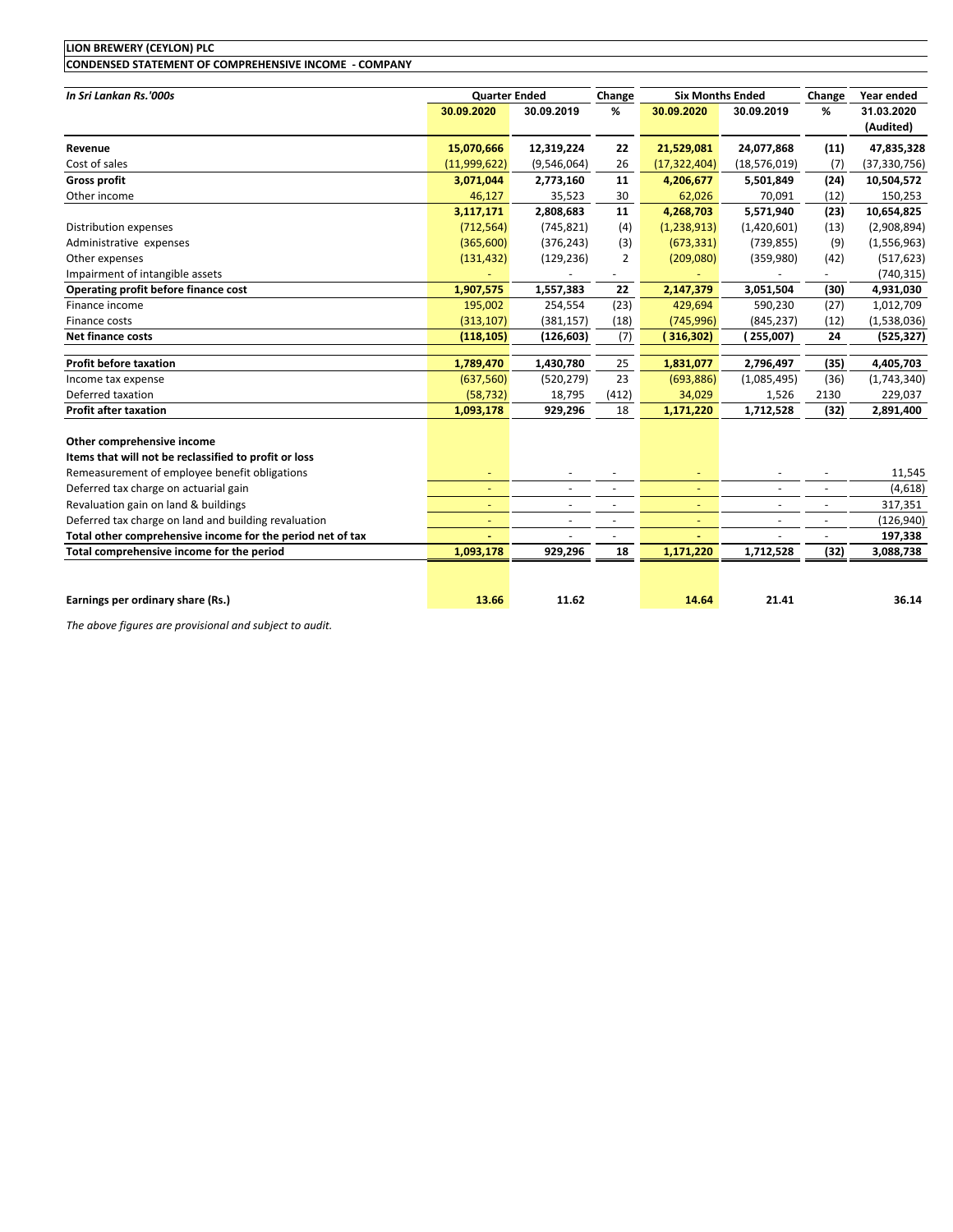**LION BREWERY (CEYLON) PLC**

**CONDENSED STATEMENT OF COMPREHENSIVE INCOME - COMPANY**

| *In Sri Lankan Rs.'000s* | Quarter Ended | | Change | Six Months Ended | | Change | Year ended |
|---|---|---|---|---|---|---|---|
| | **30.09.2020** | **30.09.2019** | **%** | **30.09.2020** | **30.09.2019** | **%** | **31.03.2020 (Audited)** |
| **Revenue** | **15,070,666** | **12,319,224** | **22** | **21,529,081** | **24,077,868** | **(11)** | **47,835,328** |
| Cost of sales | (11,999,622) | (9,546,064) | 26 | (17,322,404) | (18,576,019) | (7) | (37,330,756) |
| **Gross profit** | **3,071,044** | **2,773,160** | **11** | **4,206,677** | **5,501,849** | **(24)** | **10,504,572** |
| Other income | 46,127 | 35,523 | 30 | 62,026 | 70,091 | (12) | 150,253 |
| | **3,117,171** | **2,808,683** | **11** | **4,268,703** | **5,571,940** | **(23)** | **10,654,825** |
| Distribution expenses | (712,564) | (745,821) | (4) | (1,238,913) | (1,420,601) | (13) | (2,908,894) |
| Administrative expenses | (365,600) | (376,243) | (3) | (673,331) | (739,855) | (9) | (1,556,963) |
| Other expenses | (131,432) | (129,236) | 2 | (209,080) | (359,980) | (42) | (517,623) |
| Impairment of intangible assets | - | - | - | - | - | - | (740,315) |
| **Operating profit before finance cost** | **1,907,575** | **1,557,383** | **22** | **2,147,379** | **3,051,504** | **(30)** | **4,931,030** |
| Finance income | 195,002 | 254,554 | (23) | 429,694 | 590,230 | (27) | 1,012,709 |
| Finance costs | (313,107) | (381,157) | (18) | (745,996) | (845,237) | (12) | (1,538,036) |
| **Net finance costs** | **(118,105)** | **(126,603)** | (7) | **(316,302)** | **(255,007)** | **24** | **(525,327)** |
| **Profit before taxation** | **1,789,470** | **1,430,780** | 25 | **1,831,077** | **2,796,497** | **(35)** | **4,405,703** |
| Income tax expense | (637,560) | (520,279) | 23 | (693,886) | (1,085,495) | (36) | (1,743,340) |
| Deferred taxation | (58,732) | 18,795 | (412) | 34,029 | 1,526 | 2130 | 229,037 |
| **Profit after taxation** | **1,093,178** | **929,296** | 18 | **1,171,220** | **1,712,528** | **(32)** | **2,891,400** |
| **Other comprehensive income** | | | | | | | |
| **Items that will not be reclassified to profit or loss** | | | | | | | |
| Remeasurement of employee benefit obligations | - | - | - | - | - | - | 11,545 |
| Deferred tax charge on actuarial gain | - | - | - | - | - | - | (4,618) |
| Revaluation gain on land & buildings | - | - | - | - | - | - | 317,351 |
| Deferred tax charge on land and building revaluation | - | - | - | - | - | - | (126,940) |
| **Total other comprehensive income for the period net of tax** | **-** | - | - | **-** | - | - | **197,338** |
| **Total comprehensive income for the period** | **1,093,178** | **929,296** | **18** | **1,171,220** | **1,712,528** | **(32)** | **3,088,738** |
| **Earnings per ordinary share (Rs.)** | **13.66** | **11.62** | | **14.64** | **21.41** | | **36.14** |

*The above figures are provisional and subject to audit.*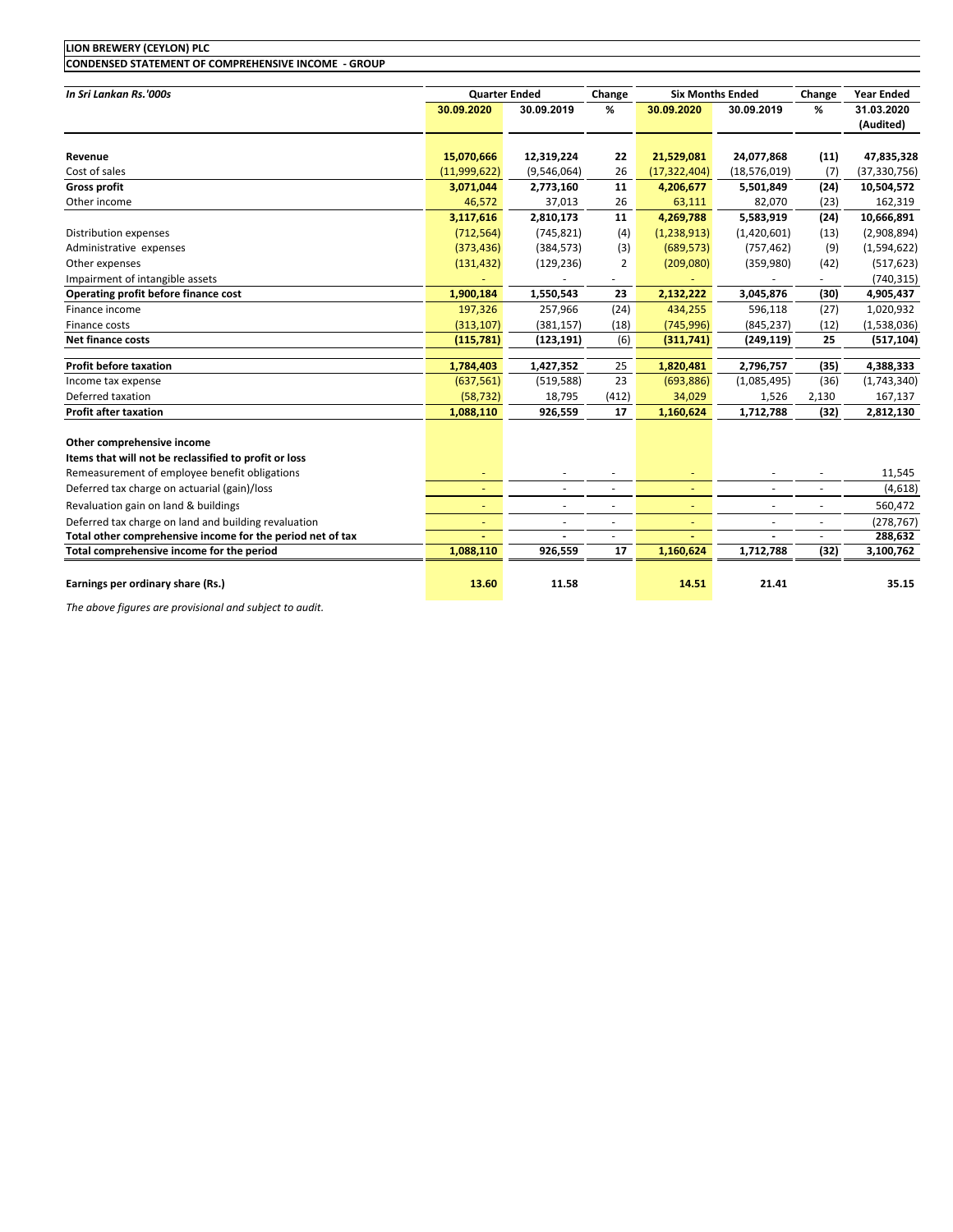**LION BREWERY (CEYLON) PLC**

**CONDENSED STATEMENT OF COMPREHENSIVE INCOME - GROUP**

| *In Sri Lankan Rs.'000s* | Quarter Ended | | Change | Six Months Ended | | Change | Year Ended |
|---|---|---|---|---|---|---|---|
| | **30.09.2020** | **30.09.2019** | **%** | **30.09.2020** | **30.09.2019** | **%** | **31.03.2020 (Audited)** |
| **Revenue** | **15,070,666** | **12,319,224** | **22** | **21,529,081** | **24,077,868** | **(11)** | **47,835,328** |
| Cost of sales | (11,999,622) | (9,546,064) | 26 | (17,322,404) | (18,576,019) | (7) | (37,330,756) |
| **Gross profit** | **3,071,044** | **2,773,160** | **11** | **4,206,677** | **5,501,849** | **(24)** | **10,504,572** |
| Other income | 46,572 | 37,013 | 26 | 63,111 | 82,070 | (23) | 162,319 |
| | **3,117,616** | **2,810,173** | **11** | **4,269,788** | **5,583,919** | **(24)** | **10,666,891** |
| Distribution expenses | (712,564) | (745,821) | (4) | (1,238,913) | (1,420,601) | (13) | (2,908,894) |
| Administrative expenses | (373,436) | (384,573) | (3) | (689,573) | (757,462) | (9) | (1,594,622) |
| Other expenses | (131,432) | (129,236) | 2 | (209,080) | (359,980) | (42) | (517,623) |
| Impairment of intangible assets | - | - | - | - | - | - | (740,315) |
| **Operating profit before finance cost** | **1,900,184** | **1,550,543** | **23** | **2,132,222** | **3,045,876** | **(30)** | **4,905,437** |
| Finance income | 197,326 | 257,966 | (24) | 434,255 | 596,118 | (27) | 1,020,932 |
| Finance costs | (313,107) | (381,157) | (18) | (745,996) | (845,237) | (12) | (1,538,036) |
| **Net finance costs** | **(115,781)** | **(123,191)** | (6) | **(311,741)** | **(249,119)** | 25 | **(517,104)** |
| **Profit before taxation** | **1,784,403** | **1,427,352** | 25 | **1,820,481** | **2,796,757** | **(35)** | **4,388,333** |
| Income tax expense | (637,561) | (519,588) | 23 | (693,886) | (1,085,495) | (36) | (1,743,340) |
| Deferred taxation | (58,732) | 18,795 | (412) | 34,029 | 1,526 | 2,130 | 167,137 |
| **Profit after taxation** | **1,088,110** | **926,559** | **17** | **1,160,624** | **1,712,788** | **(32)** | **2,812,130** |
| **Other comprehensive income** | | | | | | | |
| **Items that will not be reclassified to profit or loss** | | | | | | | |
| Remeasurement of employee benefit obligations | - | - | - | - | - | - | 11,545 |
| Deferred tax charge on actuarial (gain)/loss | - | - | - | - | - | - | (4,618) |
| Revaluation gain on land & buildings | - | - | - | - | - | - | 560,472 |
| Deferred tax charge on land and building revaluation | - | - | - | - | - | - | (278,767) |
| **Total other comprehensive income for the period net of tax** | **-** | **-** | - | **-** | **-** | - | **288,632** |
| **Total comprehensive income for the period** | **1,088,110** | **926,559** | **17** | **1,160,624** | **1,712,788** | **(32)** | **3,100,762** |
| **Earnings per ordinary share (Rs.)** | **13.60** | **11.58** | | **14.51** | **21.41** | | **35.15** |

*The above figures are provisional and subject to audit.*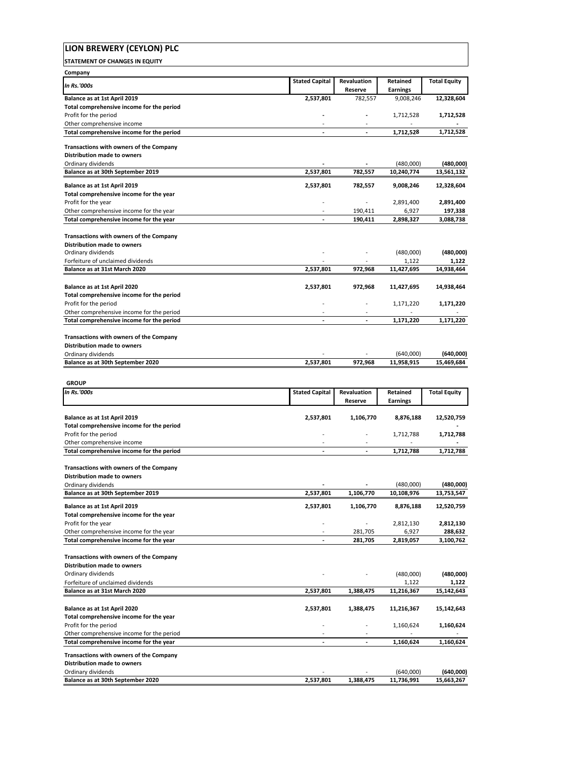# LION BREWERY (CEYLON) PLC

**STATEMENT OF CHANGES IN EQUITY**

**Company**

| *In Rs.'000s* | Stated Capital | Revaluation Reserve | Retained Earnings | Total Equity |
|---|---|---|---|---|
| **Balance as at 1st April 2019** | **2,537,801** | 782,557 | 9,008,246 | **12,328,604** |
| **Total comprehensive income for the period** | | | | |
| Profit for the period | - | - | 1,712,528 | **1,712,528** |
| Other comprehensive income | - | - | - | - |
| **Total comprehensive income for the period** | - | - | **1,712,528** | **1,712,528** |
| | | | | |
| **Transactions with owners of the Company** | | | | |
| **Distribution made to owners** | | | | |
| Ordinary dividends | - | - | (480,000) | **(480,000)** |
| **Balance as at 30th September 2019** | **2,537,801** | **782,557** | **10,240,774** | **13,561,132** |
| | | | | |
| **Balance as at 1st April 2019** | **2,537,801** | **782,557** | **9,008,246** | **12,328,604** |
| **Total comprehensive income for the year** | | | | |
| Profit for the year | - | - | 2,891,400 | **2,891,400** |
| Other comprehensive income for the year | - | 190,411 | 6,927 | **197,338** |
| **Total comprehensive income for the year** | - | **190,411** | **2,898,327** | **3,088,738** |
| | | | | |
| **Transactions with owners of the Company** | | | | |
| **Distribution made to owners** | | | | |
| Ordinary dividends | - | - | (480,000) | **(480,000)** |
| Forfeiture of unclaimed dividends | - | - | 1,122 | **1,122** |
| **Balance as at 31st March 2020** | **2,537,801** | **972,968** | **11,427,695** | **14,938,464** |
| | | | | |
| **Balance as at 1st April 2020** | **2,537,801** | **972,968** | **11,427,695** | **14,938,464** |
| **Total comprehensive income for the period** | | | | |
| Profit for the period | - | - | 1,171,220 | **1,171,220** |
| Other comprehensive income for the period | - | - | - | - |
| **Total comprehensive income for the period** | - | - | **1,171,220** | **1,171,220** |
| | | | | |
| **Transactions with owners of the Company** | | | | |
| **Distribution made to owners** | | | | |
| Ordinary dividends | - | - | (640,000) | **(640,000)** |
| **Balance as at 30th September 2020** | **2,537,801** | **972,968** | **11,958,915** | **15,469,684** |

**GROUP**

| *In Rs.'000s* | Stated Capital | Revaluation Reserve | Retained Earnings | Total Equity |
|---|---|---|---|---|
| **Balance as at 1st April 2019** | **2,537,801** | **1,106,770** | **8,876,188** | **12,520,759** |
| **Total comprehensive income for the period** | | | | **-** |
| Profit for the period | - | - | 1,712,788 | **1,712,788** |
| Other comprehensive income | - | - | - | - |
| **Total comprehensive income for the period** | - | - | **1,712,788** | **1,712,788** |
| | | | | |
| **Transactions with owners of the Company** | | | | |
| **Distribution made to owners** | | | | |
| Ordinary dividends | - | - | (480,000) | **(480,000)** |
| **Balance as at 30th September 2019** | **2,537,801** | **1,106,770** | **10,108,976** | **13,753,547** |
| | | | | |
| **Balance as at 1st April 2019** | **2,537,801** | **1,106,770** | **8,876,188** | **12,520,759** |
| **Total comprehensive income for the year** | | | | |
| Profit for the year | - | - | 2,812,130 | **2,812,130** |
| Other comprehensive income for the year | - | 281,705 | 6,927 | **288,632** |
| **Total comprehensive income for the year** | - | **281,705** | **2,819,057** | **3,100,762** |
| | | | | |
| **Transactions with owners of the Company** | | | | |
| **Distribution made to owners** | | | | |
| Ordinary dividends | - | - | (480,000) | **(480,000)** |
| Forfeiture of unclaimed dividends | | | 1,122 | **1,122** |
| **Balance as at 31st March 2020** | **2,537,801** | **1,388,475** | **11,216,367** | **15,142,643** |
| | | | | |
| **Balance as at 1st April 2020** | **2,537,801** | **1,388,475** | **11,216,367** | **15,142,643** |
| **Total comprehensive income for the year** | | | | |
| Profit for the period | - | - | 1,160,624 | **1,160,624** |
| Other comprehensive income for the period | - | - | - | - |
| **Total comprehensive income for the year** | - | - | **1,160,624** | **1,160,624** |
| | | | | |
| **Transactions with owners of the Company** | | | | |
| **Distribution made to owners** | | | | |
| Ordinary dividends | - | - | (640,000) | **(640,000)** |
| **Balance as at 30th September 2020** | **2,537,801** | **1,388,475** | **11,736,991** | **15,663,267** |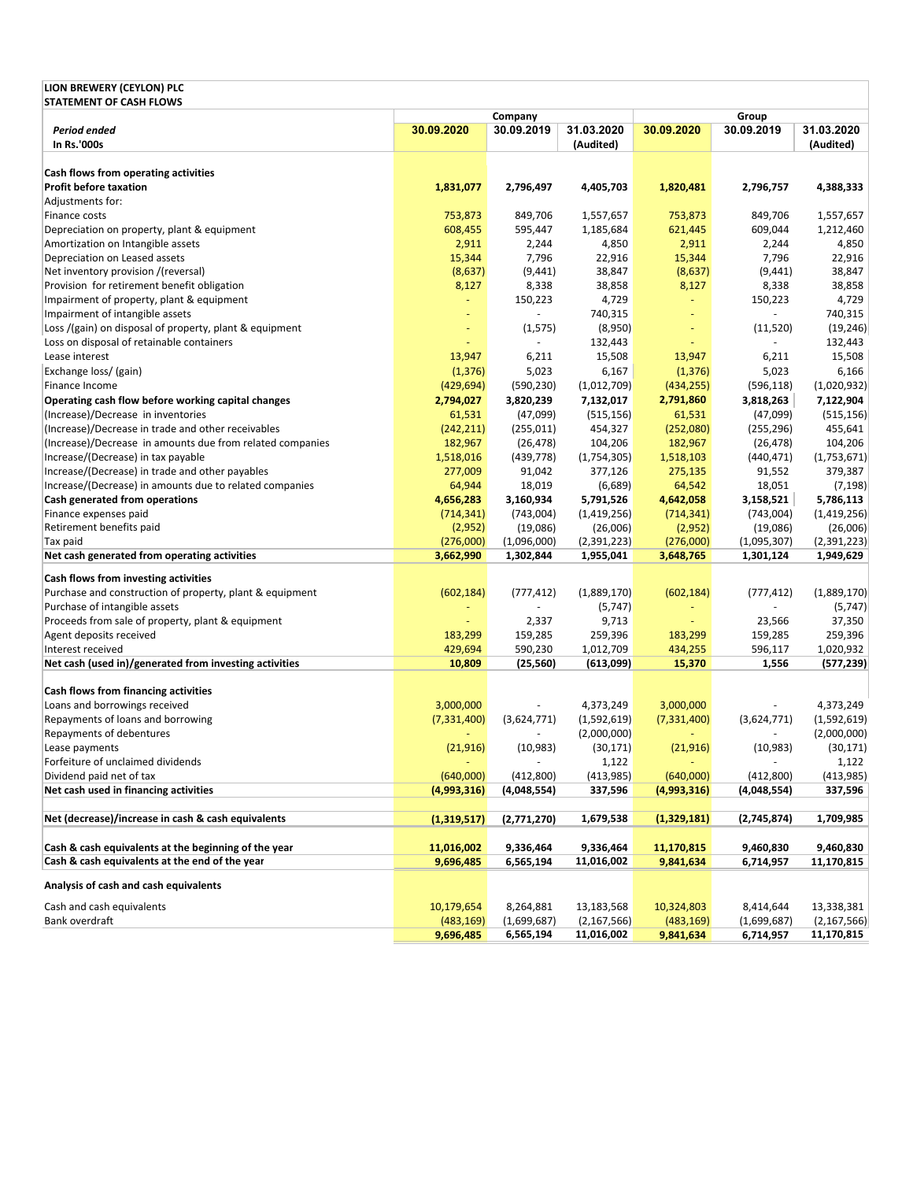**LION BREWERY (CEYLON) PLC**
**STATEMENT OF CASH FLOWS**

| *Period ended* | Company | | | Group | | |
|---|---|---|---|---|---|---|
| **In Rs.'000s** | **30.09.2020** | **30.09.2019** | **31.03.2020 (Audited)** | **30.09.2020** | **30.09.2019** | **31.03.2020 (Audited)** |
| **Cash flows from operating activities** | | | | | | |
| **Profit before taxation** | **1,831,077** | **2,796,497** | **4,405,703** | **1,820,481** | **2,796,757** | **4,388,333** |
| Adjustments for: | | | | | | |
| Finance costs | 753,873 | 849,706 | 1,557,657 | 753,873 | 849,706 | 1,557,657 |
| Depreciation on property, plant & equipment | 608,455 | 595,447 | 1,185,684 | 621,445 | 609,044 | 1,212,460 |
| Amortization on Intangible assets | 2,911 | 2,244 | 4,850 | 2,911 | 2,244 | 4,850 |
| Depreciation on Leased assets | 15,344 | 7,796 | 22,916 | 15,344 | 7,796 | 22,916 |
| Net inventory provision /(reversal) | (8,637) | (9,441) | 38,847 | (8,637) | (9,441) | 38,847 |
| Provision for retirement benefit obligation | 8,127 | 8,338 | 38,858 | 8,127 | 8,338 | 38,858 |
| Impairment of property, plant & equipment | - | 150,223 | 4,729 | - | 150,223 | 4,729 |
| Impairment of intangible assets | - | - | 740,315 | - | - | 740,315 |
| Loss /(gain) on disposal of property, plant & equipment | - | (1,575) | (8,950) | - | (11,520) | (19,246) |
| Loss on disposal of retainable containers | - | - | 132,443 | - | - | 132,443 |
| Lease interest | 13,947 | 6,211 | 15,508 | 13,947 | 6,211 | 15,508 |
| Exchange loss/ (gain) | (1,376) | 5,023 | 6,167 | (1,376) | 5,023 | 6,166 |
| Finance Income | (429,694) | (590,230) | (1,012,709) | (434,255) | (596,118) | (1,020,932) |
| **Operating cash flow before working capital changes** | **2,794,027** | **3,820,239** | **7,132,017** | **2,791,860** | **3,818,263** | **7,122,904** |
| (Increase)/Decrease in inventories | 61,531 | (47,099) | (515,156) | 61,531 | (47,099) | (515,156) |
| (Increase)/Decrease in trade and other receivables | (242,211) | (255,011) | 454,327 | (252,080) | (255,296) | 455,641 |
| (Increase)/Decrease in amounts due from related companies | 182,967 | (26,478) | 104,206 | 182,967 | (26,478) | 104,206 |
| Increase/(Decrease) in tax payable | 1,518,016 | (439,778) | (1,754,305) | 1,518,103 | (440,471) | (1,753,671) |
| Increase/(Decrease) in trade and other payables | 277,009 | 91,042 | 377,126 | 275,135 | 91,552 | 379,387 |
| Increase/(Decrease) in amounts due to related companies | 64,944 | 18,019 | (6,689) | 64,542 | 18,051 | (7,198) |
| **Cash generated from operations** | **4,656,283** | **3,160,934** | **5,791,526** | **4,642,058** | **3,158,521** | **5,786,113** |
| Finance expenses paid | (714,341) | (743,004) | (1,419,256) | (714,341) | (743,004) | (1,419,256) |
| Retirement benefits paid | (2,952) | (19,086) | (26,006) | (2,952) | (19,086) | (26,006) |
| Tax paid | (276,000) | (1,096,000) | (2,391,223) | (276,000) | (1,095,307) | (2,391,223) |
| **Net cash generated from operating activities** | **3,662,990** | **1,302,844** | **1,955,041** | **3,648,765** | **1,301,124** | **1,949,629** |
| **Cash flows from investing activities** | | | | | | |
| Purchase and construction of property, plant & equipment | (602,184) | (777,412) | (1,889,170) | (602,184) | (777,412) | (1,889,170) |
| Purchase of intangible assets | - | - | (5,747) | - | - | (5,747) |
| Proceeds from sale of property, plant & equipment | - | 2,337 | 9,713 | - | 23,566 | 37,350 |
| Agent deposits received | 183,299 | 159,285 | 259,396 | 183,299 | 159,285 | 259,396 |
| Interest received | 429,694 | 590,230 | 1,012,709 | 434,255 | 596,117 | 1,020,932 |
| **Net cash (used in)/generated from investing activities** | **10,809** | **(25,560)** | **(613,099)** | **15,370** | **1,556** | **(577,239)** |
| **Cash flows from financing activities** | | | | | | |
| Loans and borrowings received | 3,000,000 | - | 4,373,249 | 3,000,000 | - | 4,373,249 |
| Repayments of loans and borrowing | (7,331,400) | (3,624,771) | (1,592,619) | (7,331,400) | (3,624,771) | (1,592,619) |
| Repayments of debentures | - | - | (2,000,000) | - | - | (2,000,000) |
| Lease payments | (21,916) | (10,983) | (30,171) | (21,916) | (10,983) | (30,171) |
| Forfeiture of unclaimed dividends | - | - | 1,122 | - | - | 1,122 |
| Dividend paid net of tax | (640,000) | (412,800) | (413,985) | (640,000) | (412,800) | (413,985) |
| **Net cash used in financing activities** | **(4,993,316)** | **(4,048,554)** | **337,596** | **(4,993,316)** | **(4,048,554)** | **337,596** |
| **Net (decrease)/increase in cash & cash equivalents** | **(1,319,517)** | **(2,771,270)** | **1,679,538** | **(1,329,181)** | **(2,745,874)** | **1,709,985** |
| **Cash & cash equivalents at the beginning of the year** | **11,016,002** | **9,336,464** | **9,336,464** | **11,170,815** | **9,460,830** | **9,460,830** |
| **Cash & cash equivalents at the end of the year** | **9,696,485** | **6,565,194** | **11,016,002** | **9,841,634** | **6,714,957** | **11,170,815** |
| **Analysis of cash and cash equivalents** | | | | | | |
| Cash and cash equivalents | 10,179,654 | 8,264,881 | 13,183,568 | 10,324,803 | 8,414,644 | 13,338,381 |
| Bank overdraft | (483,169) | (1,699,687) | (2,167,566) | (483,169) | (1,699,687) | (2,167,566) |
| | **9,696,485** | **6,565,194** | **11,016,002** | **9,841,634** | **6,714,957** | **11,170,815** |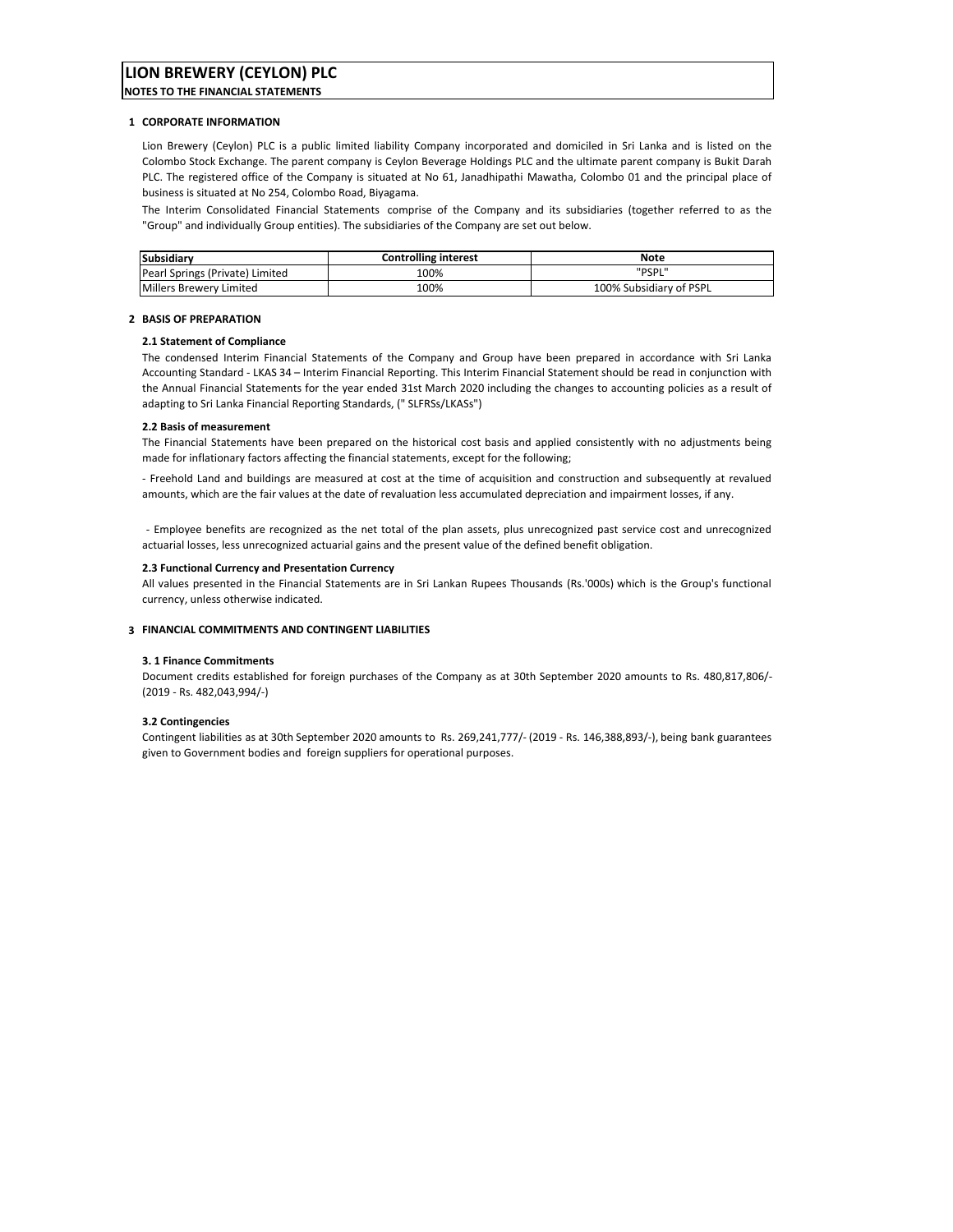# LION BREWERY (CEYLON) PLC

**NOTES TO THE FINANCIAL STATEMENTS**

## 1 CORPORATE INFORMATION

Lion Brewery (Ceylon) PLC is a public limited liability Company incorporated and domiciled in Sri Lanka and is listed on the Colombo Stock Exchange. The parent company is Ceylon Beverage Holdings PLC and the ultimate parent company is Bukit Darah PLC. The registered office of the Company is situated at No 61, Janadhipathi Mawatha, Colombo 01 and the principal place of business is situated at No 254, Colombo Road, Biyagama.

The Interim Consolidated Financial Statements comprise of the Company and its subsidiaries (together referred to as the "Group" and individually Group entities). The subsidiaries of the Company are set out below.

| Subsidiary | Controlling interest | Note |
|---|---|---|
| Pearl Springs (Private) Limited | 100% | "PSPL" |
| Millers Brewery Limited | 100% | 100% Subsidiary of PSPL |

## 2 BASIS OF PREPARATION

### 2.1 Statement of Compliance

The condensed Interim Financial Statements of the Company and Group have been prepared in accordance with Sri Lanka Accounting Standard - LKAS 34 – Interim Financial Reporting. This Interim Financial Statement should be read in conjunction with the Annual Financial Statements for the year ended 31st March 2020 including the changes to accounting policies as a result of adapting to Sri Lanka Financial Reporting Standards, (" SLFRSs/LKASs")

### 2.2 Basis of measurement

The Financial Statements have been prepared on the historical cost basis and applied consistently with no adjustments being made for inflationary factors affecting the financial statements, except for the following;

- Freehold Land and buildings are measured at cost at the time of acquisition and construction and subsequently at revalued amounts, which are the fair values at the date of revaluation less accumulated depreciation and impairment losses, if any.

- Employee benefits are recognized as the net total of the plan assets, plus unrecognized past service cost and unrecognized actuarial losses, less unrecognized actuarial gains and the present value of the defined benefit obligation.

### 2.3 Functional Currency and Presentation Currency

All values presented in the Financial Statements are in Sri Lankan Rupees Thousands (Rs.'000s) which is the Group's functional currency, unless otherwise indicated.

## 3 FINANCIAL COMMITMENTS AND CONTINGENT LIABILITIES

### 3. 1 Finance Commitments

Document credits established for foreign purchases of the Company as at 30th September 2020 amounts to Rs. 480,817,806/- (2019 - Rs. 482,043,994/-)

### 3.2 Contingencies

Contingent liabilities as at 30th September 2020 amounts to Rs. 269,241,777/- (2019 - Rs. 146,388,893/-), being bank guarantees given to Government bodies and foreign suppliers for operational purposes.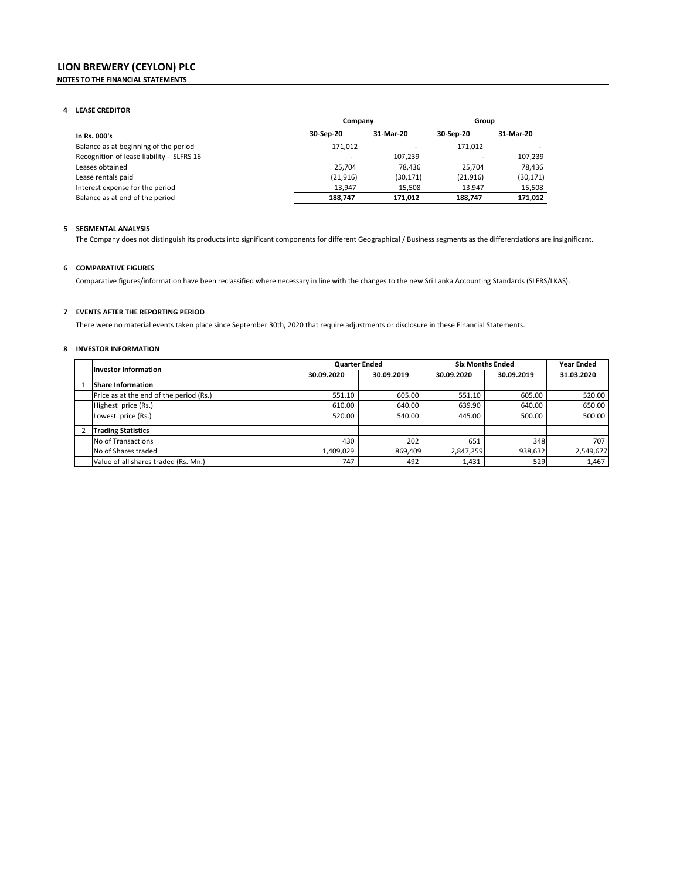# LION BREWERY (CEYLON) PLC

**NOTES TO THE FINANCIAL STATEMENTS**

## 4 LEASE CREDITOR

| In Rs. 000's | Company | | Group | |
|---|---|---|---|---|
| | 30-Sep-20 | 31-Mar-20 | 30-Sep-20 | 31-Mar-20 |
| Balance as at beginning of the period | 171,012 | - | 171,012 | - |
| Recognition of lease liability - SLFRS 16 | - | 107,239 | - | 107,239 |
| Leases obtained | 25,704 | 78,436 | 25,704 | 78,436 |
| Lease rentals paid | (21,916) | (30,171) | (21,916) | (30,171) |
| Interest expense for the period | 13,947 | 15,508 | 13,947 | 15,508 |
| Balance as at end of the period | **188,747** | **171,012** | **188,747** | **171,012** |

## 5 SEGMENTAL ANALYSIS

The Company does not distinguish its products into significant components for different Geographical / Business segments as the differentiations are insignificant.

## 6 COMPARATIVE FIGURES

Comparative figures/information have been reclassified where necessary in line with the changes to the new Sri Lanka Accounting Standards (SLFRS/LKAS).

## 7 EVENTS AFTER THE REPORTING PERIOD

There were no material events taken place since September 30th, 2020 that require adjustments or disclosure in these Financial Statements.

## 8 INVESTOR INFORMATION

| | Investor Information | Quarter Ended | | Six Months Ended | | Year Ended |
|---|---|---|---|---|---|---|
| | | 30.09.2020 | 30.09.2019 | 30.09.2020 | 30.09.2019 | 31.03.2020 |
| 1 | **Share Information** | | | | | |
| | Price as at the end of the period (Rs.) | 551.10 | 605.00 | 551.10 | 605.00 | 520.00 |
| | Highest price (Rs.) | 610.00 | 640.00 | 639.90 | 640.00 | 650.00 |
| | Lowest price (Rs.) | 520.00 | 540.00 | 445.00 | 500.00 | 500.00 |
| 2 | **Trading Statistics** | | | | | |
| | No of Transactions | 430 | 202 | 651 | 348 | 707 |
| | No of Shares traded | 1,409,029 | 869,409 | 2,847,259 | 938,632 | 2,549,677 |
| | Value of all shares traded (Rs. Mn.) | 747 | 492 | 1,431 | 529 | 1,467 |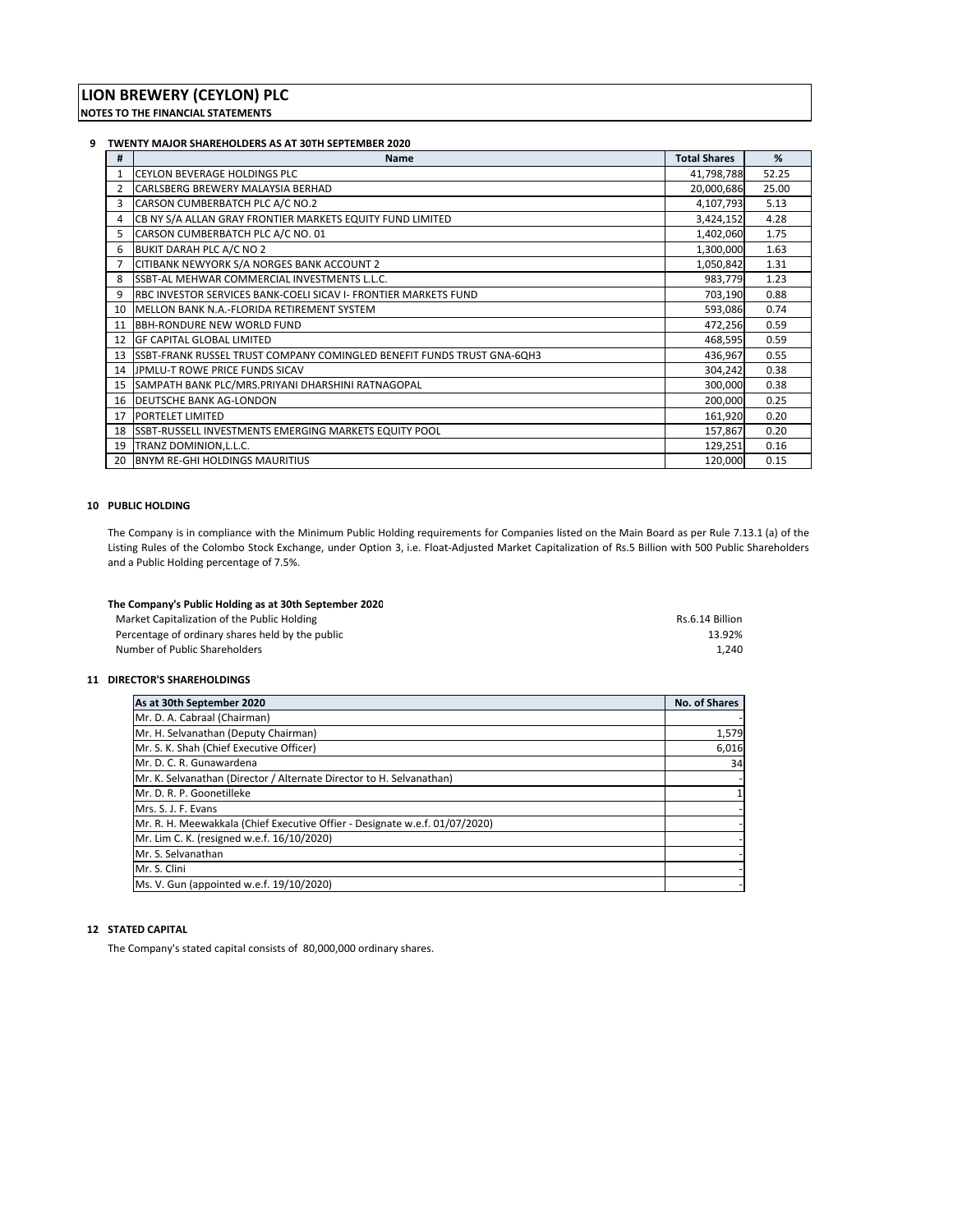# LION BREWERY (CEYLON) PLC

**NOTES TO THE FINANCIAL STATEMENTS**

## 9 TWENTY MAJOR SHAREHOLDERS AS AT 30TH SEPTEMBER 2020

| # | Name | Total Shares | % |
|---|---|---|---|
| 1 | CEYLON BEVERAGE HOLDINGS PLC | 41,798,788 | 52.25 |
| 2 | CARLSBERG BREWERY MALAYSIA BERHAD | 20,000,686 | 25.00 |
| 3 | CARSON CUMBERBATCH PLC A/C NO.2 | 4,107,793 | 5.13 |
| 4 | CB NY S/A ALLAN GRAY FRONTIER MARKETS EQUITY FUND LIMITED | 3,424,152 | 4.28 |
| 5 | CARSON CUMBERBATCH PLC A/C NO. 01 | 1,402,060 | 1.75 |
| 6 | BUKIT DARAH PLC A/C NO 2 | 1,300,000 | 1.63 |
| 7 | CITIBANK NEWYORK S/A NORGES BANK ACCOUNT 2 | 1,050,842 | 1.31 |
| 8 | SSBT-AL MEHWAR COMMERCIAL INVESTMENTS L.L.C. | 983,779 | 1.23 |
| 9 | RBC INVESTOR SERVICES BANK-COELI SICAV I- FRONTIER MARKETS FUND | 703,190 | 0.88 |
| 10 | MELLON BANK N.A.-FLORIDA RETIREMENT SYSTEM | 593,086 | 0.74 |
| 11 | BBH-RONDURE NEW WORLD FUND | 472,256 | 0.59 |
| 12 | GF CAPITAL GLOBAL LIMITED | 468,595 | 0.59 |
| 13 | SSBT-FRANK RUSSEL TRUST COMPANY COMINGLED BENEFIT FUNDS TRUST GNA-6QH3 | 436,967 | 0.55 |
| 14 | JPMLU-T ROWE PRICE FUNDS SICAV | 304,242 | 0.38 |
| 15 | SAMPATH BANK PLC/MRS.PRIYANI DHARSHINI RATNAGOPAL | 300,000 | 0.38 |
| 16 | DEUTSCHE BANK AG-LONDON | 200,000 | 0.25 |
| 17 | PORTELET LIMITED | 161,920 | 0.20 |
| 18 | SSBT-RUSSELL INVESTMENTS EMERGING MARKETS EQUITY POOL | 157,867 | 0.20 |
| 19 | TRANZ DOMINION,L.L.C. | 129,251 | 0.16 |
| 20 | BNYM RE-GHI HOLDINGS MAURITIUS | 120,000 | 0.15 |

## 10 PUBLIC HOLDING

The Company is in compliance with the Minimum Public Holding requirements for Companies listed on the Main Board as per Rule 7.13.1 (a) of the Listing Rules of the Colombo Stock Exchange, under Option 3, i.e. Float-Adjusted Market Capitalization of Rs.5 Billion with 500 Public Shareholders and a Public Holding percentage of 7.5%.

**The Company's Public Holding as at 30th September 2020**

| | |
|---|---|
| Market Capitalization of the Public Holding | Rs.6.14 Billion |
| Percentage of ordinary shares held by the public | 13.92% |
| Number of Public Shareholders | 1,240 |

## 11 DIRECTOR'S SHAREHOLDINGS

| As at 30th September 2020 | No. of Shares |
|---|---|
| Mr. D. A. Cabraal (Chairman) | - |
| Mr. H. Selvanathan (Deputy Chairman) | 1,579 |
| Mr. S. K. Shah (Chief Executive Officer) | 6,016 |
| Mr. D. C. R. Gunawardena | 34 |
| Mr. K. Selvanathan (Director / Alternate Director to H. Selvanathan) | - |
| Mr. D. R. P. Goonetilleke | 1 |
| Mrs. S. J. F. Evans | - |
| Mr. R. H. Meewakkala (Chief Executive Offier - Designate w.e.f. 01/07/2020) | - |
| Mr. Lim C. K. (resigned w.e.f. 16/10/2020) | - |
| Mr. S. Selvanathan | - |
| Mr. S. Clini | - |
| Ms. V. Gun (appointed w.e.f. 19/10/2020) | - |

## 12 STATED CAPITAL

The Company's stated capital consists of 80,000,000 ordinary shares.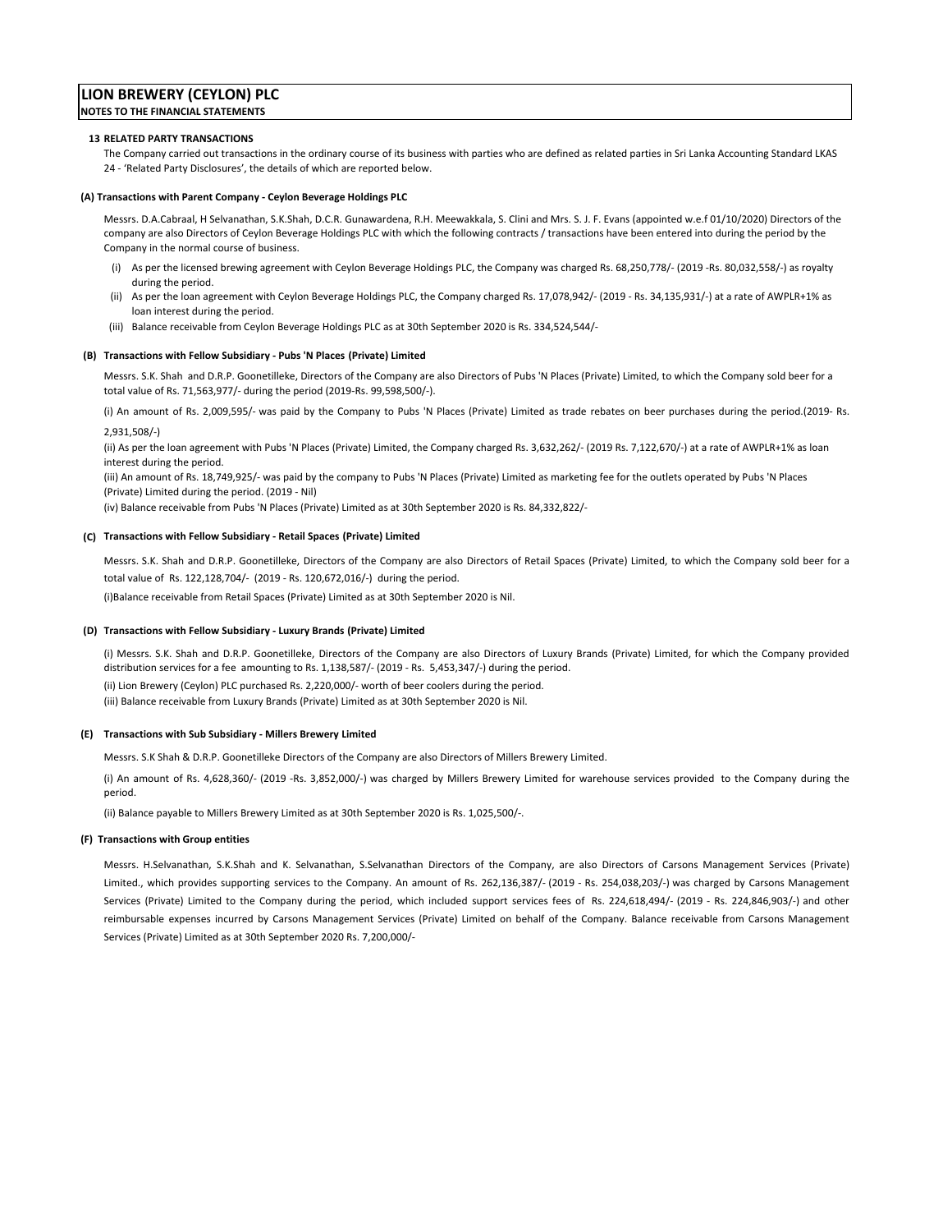# LION BREWERY (CEYLON) PLC

**NOTES TO THE FINANCIAL STATEMENTS**

## 13 RELATED PARTY TRANSACTIONS

The Company carried out transactions in the ordinary course of its business with parties who are defined as related parties in Sri Lanka Accounting Standard LKAS 24 - 'Related Party Disclosures', the details of which are reported below.

### (A) Transactions with Parent Company - Ceylon Beverage Holdings PLC

Messrs. D.A.Cabraal, H Selvanathan, S.K.Shah, D.C.R. Gunawardena, R.H. Meewakkala, S. Clini and Mrs. S. J. F. Evans (appointed w.e.f 01/10/2020) Directors of the company are also Directors of Ceylon Beverage Holdings PLC with which the following contracts / transactions have been entered into during the period by the Company in the normal course of business.

(i) As per the licensed brewing agreement with Ceylon Beverage Holdings PLC, the Company was charged Rs. 68,250,778/- (2019 -Rs. 80,032,558/-) as royalty during the period.

(ii) As per the loan agreement with Ceylon Beverage Holdings PLC, the Company charged Rs. 17,078,942/- (2019 - Rs. 34,135,931/-) at a rate of AWPLR+1% as loan interest during the period.

(iii) Balance receivable from Ceylon Beverage Holdings PLC as at 30th September 2020 is Rs. 334,524,544/-

### (B) Transactions with Fellow Subsidiary - Pubs 'N Places (Private) Limited

Messrs. S.K. Shah and D.R.P. Goonetilleke, Directors of the Company are also Directors of Pubs 'N Places (Private) Limited, to which the Company sold beer for a total value of Rs. 71,563,977/- during the period (2019-Rs. 99,598,500/-).

(i) An amount of Rs. 2,009,595/- was paid by the Company to Pubs 'N Places (Private) Limited as trade rebates on beer purchases during the period.(2019- Rs. 2,931,508/-)

(ii) As per the loan agreement with Pubs 'N Places (Private) Limited, the Company charged Rs. 3,632,262/- (2019 Rs. 7,122,670/-) at a rate of AWPLR+1% as loan interest during the period.

(iii) An amount of Rs. 18,749,925/- was paid by the company to Pubs 'N Places (Private) Limited as marketing fee for the outlets operated by Pubs 'N Places (Private) Limited during the period. (2019 - Nil)

(iv) Balance receivable from Pubs 'N Places (Private) Limited as at 30th September 2020 is Rs. 84,332,822/-

### (C) Transactions with Fellow Subsidiary - Retail Spaces (Private) Limited

Messrs. S.K. Shah and D.R.P. Goonetilleke, Directors of the Company are also Directors of Retail Spaces (Private) Limited, to which the Company sold beer for a total value of Rs. 122,128,704/- (2019 - Rs. 120,672,016/-) during the period.

(i)Balance receivable from Retail Spaces (Private) Limited as at 30th September 2020 is Nil.

### (D) Transactions with Fellow Subsidiary - Luxury Brands (Private) Limited

(i) Messrs. S.K. Shah and D.R.P. Goonetilleke, Directors of the Company are also Directors of Luxury Brands (Private) Limited, for which the Company provided distribution services for a fee amounting to Rs. 1,138,587/- (2019 - Rs. 5,453,347/-) during the period.

(ii) Lion Brewery (Ceylon) PLC purchased Rs. 2,220,000/- worth of beer coolers during the period.

(iii) Balance receivable from Luxury Brands (Private) Limited as at 30th September 2020 is Nil.

### (E) Transactions with Sub Subsidiary - Millers Brewery Limited

Messrs. S.K Shah & D.R.P. Goonetilleke Directors of the Company are also Directors of Millers Brewery Limited.

(i) An amount of Rs. 4,628,360/- (2019 -Rs. 3,852,000/-) was charged by Millers Brewery Limited for warehouse services provided to the Company during the period.

(ii) Balance payable to Millers Brewery Limited as at 30th September 2020 is Rs. 1,025,500/-.

### (F) Transactions with Group entities

Messrs. H.Selvanathan, S.K.Shah and K. Selvanathan, S.Selvanathan Directors of the Company, are also Directors of Carsons Management Services (Private) Limited., which provides supporting services to the Company. An amount of Rs. 262,136,387/- (2019 - Rs. 254,038,203/-) was charged by Carsons Management Services (Private) Limited to the Company during the period, which included support services fees of Rs. 224,618,494/- (2019 - Rs. 224,846,903/-) and other reimbursable expenses incurred by Carsons Management Services (Private) Limited on behalf of the Company. Balance receivable from Carsons Management Services (Private) Limited as at 30th September 2020 Rs. 7,200,000/-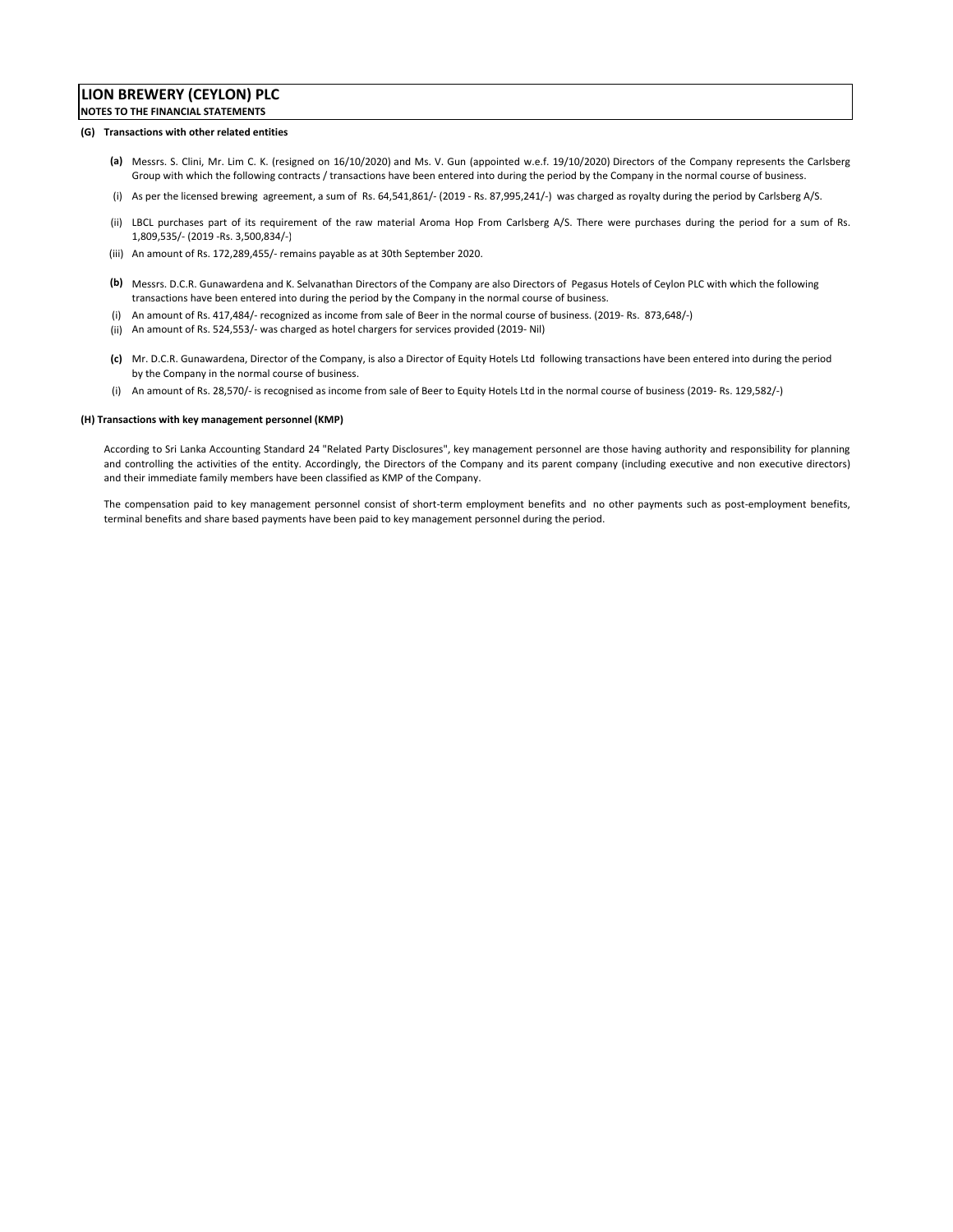# LION BREWERY (CEYLON) PLC

**NOTES TO THE FINANCIAL STATEMENTS**

**(G) Transactions with other related entities**

**(a)** Messrs. S. Clini, Mr. Lim C. K. (resigned on 16/10/2020) and Ms. V. Gun (appointed w.e.f. 19/10/2020) Directors of the Company represents the Carlsberg Group with which the following contracts / transactions have been entered into during the period by the Company in the normal course of business.

(i) As per the licensed brewing agreement, a sum of Rs. 64,541,861/- (2019 - Rs. 87,995,241/-) was charged as royalty during the period by Carlsberg A/S.

(ii) LBCL purchases part of its requirement of the raw material Aroma Hop From Carlsberg A/S. There were purchases during the period for a sum of Rs. 1,809,535/- (2019 -Rs. 3,500,834/-)

(iii) An amount of Rs. 172,289,455/- remains payable as at 30th September 2020.

**(b)** Messrs. D.C.R. Gunawardena and K. Selvanathan Directors of the Company are also Directors of Pegasus Hotels of Ceylon PLC with which the following transactions have been entered into during the period by the Company in the normal course of business.

(i) An amount of Rs. 417,484/- recognized as income from sale of Beer in the normal course of business. (2019- Rs. 873,648/-)

(ii) An amount of Rs. 524,553/- was charged as hotel chargers for services provided (2019- Nil)

**(c)** Mr. D.C.R. Gunawardena, Director of the Company, is also a Director of Equity Hotels Ltd following transactions have been entered into during the period by the Company in the normal course of business.

(i) An amount of Rs. 28,570/- is recognised as income from sale of Beer to Equity Hotels Ltd in the normal course of business (2019- Rs. 129,582/-)

**(H) Transactions with key management personnel (KMP)**

According to Sri Lanka Accounting Standard 24 "Related Party Disclosures", key management personnel are those having authority and responsibility for planning and controlling the activities of the entity. Accordingly, the Directors of the Company and its parent company (including executive and non executive directors) and their immediate family members have been classified as KMP of the Company.

The compensation paid to key management personnel consist of short-term employment benefits and no other payments such as post-employment benefits, terminal benefits and share based payments have been paid to key management personnel during the period.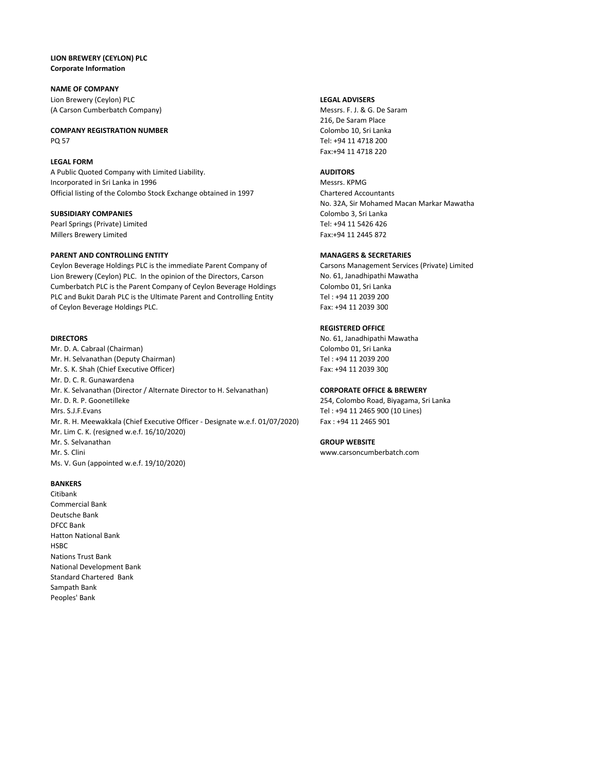**LION BREWERY (CEYLON) PLC**
**Corporate Information**

**NAME OF COMPANY**
Lion Brewery (Ceylon) PLC
(A Carson Cumberbatch Company)

**COMPANY REGISTRATION NUMBER**
PQ 57

**LEGAL FORM**
A Public Quoted Company with Limited Liability.
Incorporated in Sri Lanka in 1996
Official listing of the Colombo Stock Exchange obtained in 1997

**SUBSIDIARY COMPANIES**
Pearl Springs (Private) Limited
Millers Brewery Limited

**PARENT AND CONTROLLING ENTITY**
Ceylon Beverage Holdings PLC is the immediate Parent Company of Lion Brewery (Ceylon) PLC. In the opinion of the Directors, Carson Cumberbatch PLC is the Parent Company of Ceylon Beverage Holdings PLC and Bukit Darah PLC is the Ultimate Parent and Controlling Entity of Ceylon Beverage Holdings PLC.

**DIRECTORS**
Mr. D. A. Cabraal (Chairman)
Mr. H. Selvanathan (Deputy Chairman)
Mr. S. K. Shah (Chief Executive Officer)
Mr. D. C. R. Gunawardena
Mr. K. Selvanathan (Director / Alternate Director to H. Selvanathan)
Mr. D. R. P. Goonetilleke
Mrs. S.J.F.Evans
Mr. R. H. Meewakkala (Chief Executive Officer - Designate w.e.f. 01/07/2020)
Mr. Lim C. K. (resigned w.e.f. 16/10/2020)
Mr. S. Selvanathan
Mr. S. Clini
Ms. V. Gun (appointed w.e.f. 19/10/2020)

**BANKERS**
Citibank
Commercial Bank
Deutsche Bank
DFCC Bank
Hatton National Bank
HSBC
Nations Trust Bank
National Development Bank
Standard Chartered Bank
Sampath Bank
Peoples' Bank

**LEGAL ADVISERS**
Messrs. F. J. & G. De Saram
216, De Saram Place
Colombo 10, Sri Lanka
Tel: +94 11 4718 200
Fax:+94 11 4718 220

**AUDITORS**
Messrs. KPMG
Chartered Accountants
No. 32A, Sir Mohamed Macan Markar Mawatha
Colombo 3, Sri Lanka
Tel: +94 11 5426 426
Fax:+94 11 2445 872

**MANAGERS & SECRETARIES**
Carsons Management Services (Private) Limited
No. 61, Janadhipathi Mawatha
Colombo 01, Sri Lanka
Tel : +94 11 2039 200
Fax: +94 11 2039 300

**REGISTERED OFFICE**
No. 61, Janadhipathi Mawatha
Colombo 01, Sri Lanka
Tel : +94 11 2039 200
Fax: +94 11 2039 300

**CORPORATE OFFICE & BREWERY**
254, Colombo Road, Biyagama, Sri Lanka
Tel : +94 11 2465 900 (10 Lines)
Fax : +94 11 2465 901

**GROUP WEBSITE**
www.carsoncumberbatch.com